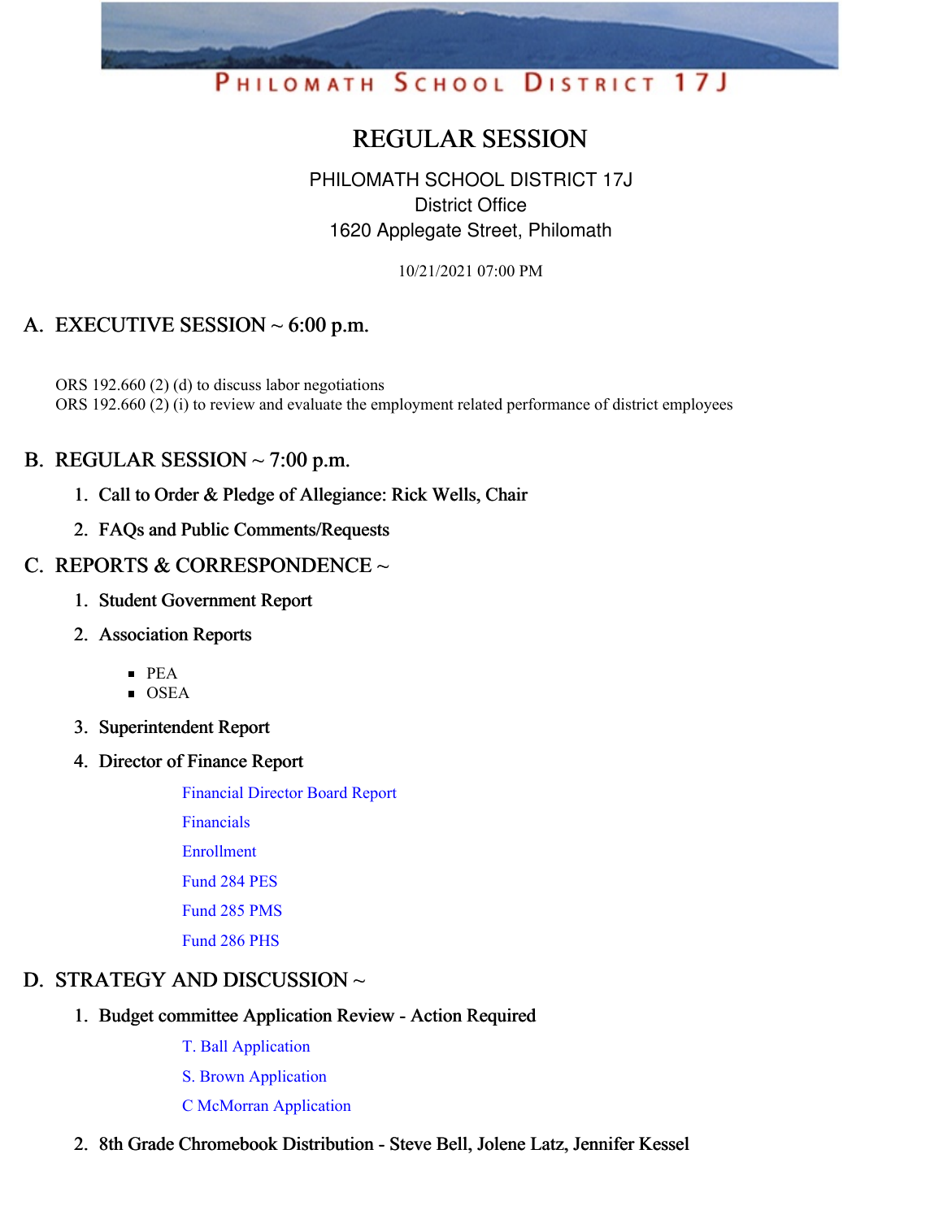PHILOMATH SCHOOL DISTRICT 17J

# REGULAR SESSION

PHILOMATH SCHOOL DISTRICT 17J
District Office
1620 Applegate Street, Philomath

10/21/2021 07:00 PM

## A. EXECUTIVE SESSION ~ 6:00 p.m.

ORS 192.660 (2) (d) to discuss labor negotiations
ORS 192.660 (2) (i) to review and evaluate the employment related performance of district employees

## B. REGULAR SESSION ~ 7:00 p.m.

1. Call to Order & Pledge of Allegiance: Rick Wells, Chair
2. FAQs and Public Comments/Requests

## C. REPORTS & CORRESPONDENCE ~

1. Student Government Report
2. Association Reports
   - PEA
   - OSEA
3. Superintendent Report
4. Director of Finance Report

   Financial Director Board Report

   Financials

   Enrollment

   Fund 284 PES

   Fund 285 PMS

   Fund 286 PHS

## D. STRATEGY AND DISCUSSION ~

1. Budget committee Application Review - Action Required

   T. Ball Application

   S. Brown Application

   C McMorran Application

2. 8th Grade Chromebook Distribution - Steve Bell, Jolene Latz, Jennifer Kessel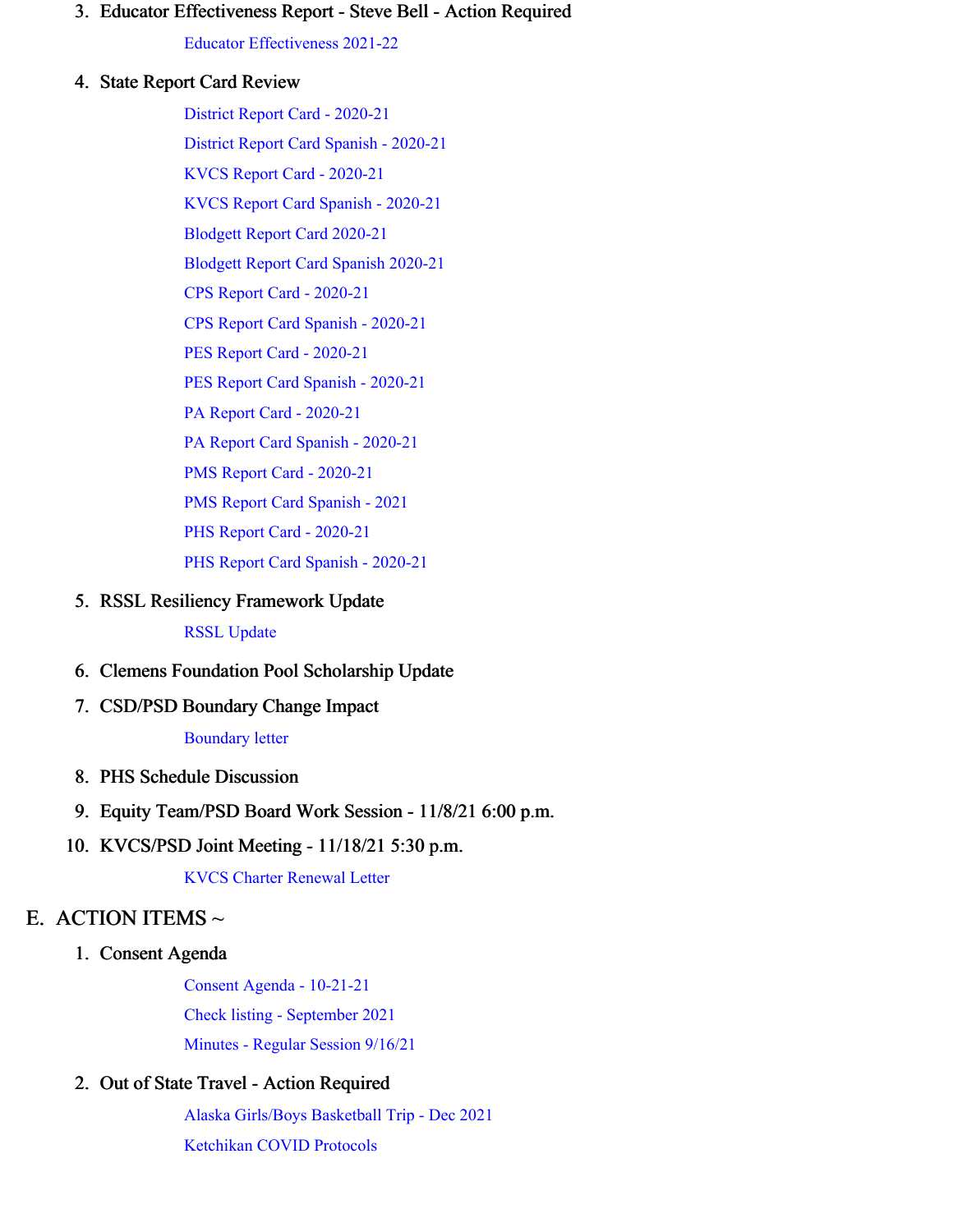3. Educator Effectiveness Report - Steve Bell - Action Required

   Educator Effectiveness 2021-22

4. State Report Card Review

   District Report Card - 2020-21

   District Report Card Spanish - 2020-21

   KVCS Report Card - 2020-21

   KVCS Report Card Spanish - 2020-21

   Blodgett Report Card 2020-21

   Blodgett Report Card Spanish 2020-21

   CPS Report Card - 2020-21

   CPS Report Card Spanish - 2020-21

   PES Report Card - 2020-21

   PES Report Card Spanish - 2020-21

   PA Report Card - 2020-21

   PA Report Card Spanish - 2020-21

   PMS Report Card - 2020-21

   PMS Report Card Spanish - 2021

   PHS Report Card - 2020-21

   PHS Report Card Spanish - 2020-21

5. RSSL Resiliency Framework Update

   RSSL Update

6. Clemens Foundation Pool Scholarship Update

7. CSD/PSD Boundary Change Impact

   Boundary letter

8. PHS Schedule Discussion

9. Equity Team/PSD Board Work Session - 11/8/21 6:00 p.m.

10. KVCS/PSD Joint Meeting - 11/18/21 5:30 p.m.

    KVCS Charter Renewal Letter

## E. ACTION ITEMS ~

1. Consent Agenda

   Consent Agenda - 10-21-21

   Check listing - September 2021

   Minutes - Regular Session 9/16/21

2. Out of State Travel - Action Required

   Alaska Girls/Boys Basketball Trip - Dec 2021

   Ketchikan COVID Protocols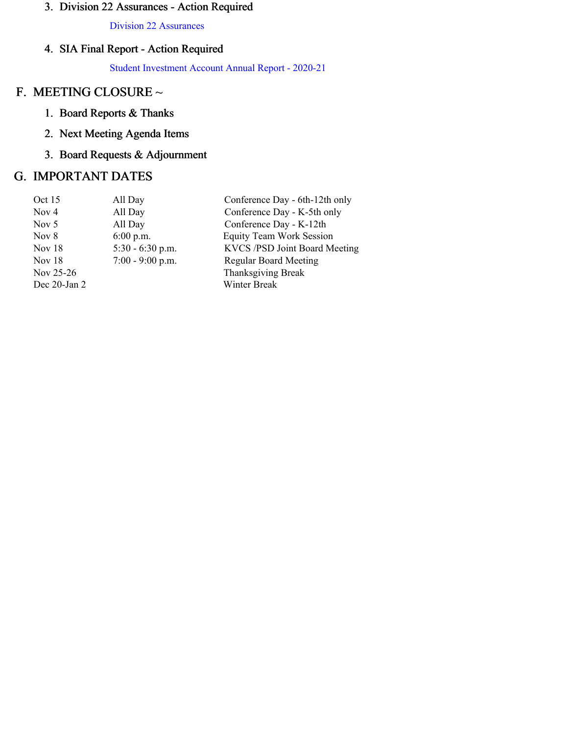3. **Division 22 Assurances - Action Required**

   Division 22 Assurances

4. **SIA Final Report - Action Required**

   Student Investment Account Annual Report - 2020-21

## F. MEETING CLOSURE ~

1. **Board Reports & Thanks**
2. **Next Meeting Agenda Items**
3. **Board Requests & Adjournment**

## G. IMPORTANT DATES

| | | |
|---|---|---|
| Oct 15 | All Day | Conference Day - 6th-12th only |
| Nov 4 | All Day | Conference Day - K-5th only |
| Nov 5 | All Day | Conference Day - K-12th |
| Nov 8 | 6:00 p.m. | Equity Team Work Session |
| Nov 18 | 5:30 - 6:30 p.m. | KVCS /PSD Joint Board Meeting |
| Nov 18 | 7:00 - 9:00 p.m. | Regular Board Meeting |
| Nov 25-26 | | Thanksgiving Break |
| Dec 20-Jan 2 | | Winter Break |